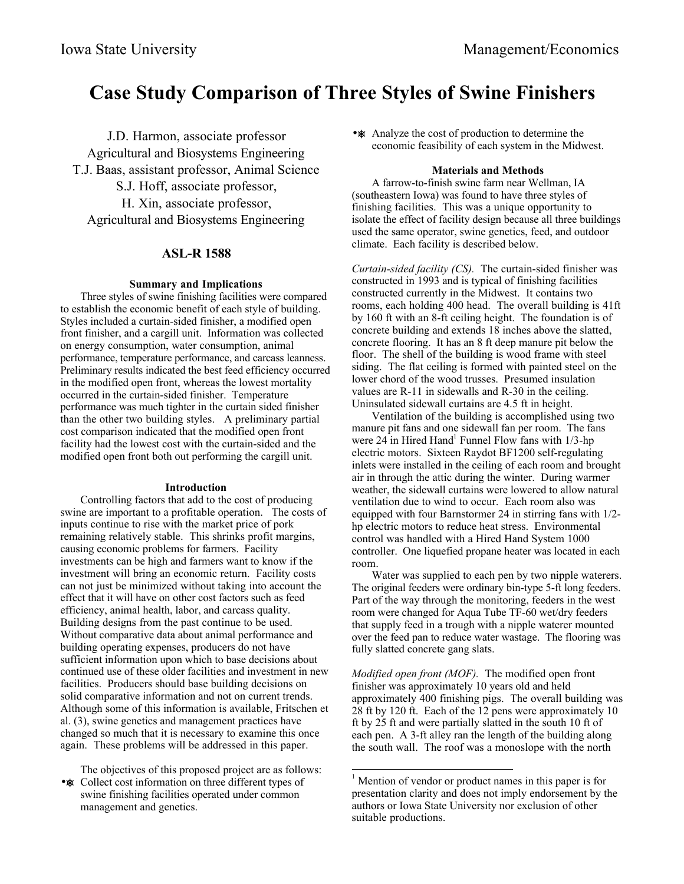# Case Study Comparison of Three Styles of Swine Finishers

J.D. Harmon, associate professor
Agricultural and Biosystems Engineering
T.J. Baas, assistant professor, Animal Science
S.J. Hoff, associate professor,
H. Xin, associate professor,
Agricultural and Biosystems Engineering

## ASL-R 1588

### Summary and Implications

Three styles of swine finishing facilities were compared to establish the economic benefit of each style of building. Styles included a curtain-sided finisher, a modified open front finisher, and a cargill unit. Information was collected on energy consumption, water consumption, animal performance, temperature performance, and carcass leanness. Preliminary results indicated the best feed efficiency occurred in the modified open front, whereas the lowest mortality occurred in the curtain-sided finisher. Temperature performance was much tighter in the curtain sided finisher than the other two building styles. A preliminary partial cost comparison indicated that the modified open front facility had the lowest cost with the curtain-sided and the modified open front both out performing the cargill unit.

### Introduction

Controlling factors that add to the cost of producing swine are important to a profitable operation. The costs of inputs continue to rise with the market price of pork remaining relatively stable. This shrinks profit margins, causing economic problems for farmers. Facility investments can be high and farmers want to know if the investment will bring an economic return. Facility costs can not just be minimized without taking into account the effect that it will have on other cost factors such as feed efficiency, animal health, labor, and carcass quality. Building designs from the past continue to be used. Without comparative data about animal performance and building operating expenses, producers do not have sufficient information upon which to base decisions about continued use of these older facilities and investment in new facilities. Producers should base building decisions on solid comparative information and not on current trends. Although some of this information is available, Fritschen et al. (3), swine genetics and management practices have changed so much that it is necessary to examine this once again. These problems will be addressed in this paper.

The objectives of this proposed project are as follows:

- Collect cost information on three different types of swine finishing facilities operated under common management and genetics.
- Analyze the cost of production to determine the economic feasibility of each system in the Midwest.

### Materials and Methods

A farrow-to-finish swine farm near Wellman, IA (southeastern Iowa) was found to have three styles of finishing facilities. This was a unique opportunity to isolate the effect of facility design because all three buildings used the same operator, swine genetics, feed, and outdoor climate. Each facility is described below.

*Curtain-sided facility (CS).* The curtain-sided finisher was constructed in 1993 and is typical of finishing facilities constructed currently in the Midwest. It contains two rooms, each holding 400 head. The overall building is 41ft by 160 ft with an 8-ft ceiling height. The foundation is of concrete building and extends 18 inches above the slatted, concrete flooring. It has an 8 ft deep manure pit below the floor. The shell of the building is wood frame with steel siding. The flat ceiling is formed with painted steel on the lower chord of the wood trusses. Presumed insulation values are R-11 in sidewalls and R-30 in the ceiling. Uninsulated sidewall curtains are 4.5 ft in height.

Ventilation of the building is accomplished using two manure pit fans and one sidewall fan per room. The fans were 24 in Hired Hand[1] Funnel Flow fans with 1/3-hp electric motors. Sixteen Raydot BF1200 self-regulating inlets were installed in the ceiling of each room and brought air in through the attic during the winter. During warmer weather, the sidewall curtains were lowered to allow natural ventilation due to wind to occur. Each room also was equipped with four Barnstormer 24 in stirring fans with 1/2-hp electric motors to reduce heat stress. Environmental control was handled with a Hired Hand System 1000 controller. One liquefied propane heater was located in each room.

Water was supplied to each pen by two nipple waterers. The original feeders were ordinary bin-type 5-ft long feeders. Part of the way through the monitoring, feeders in the west room were changed for Aqua Tube TF-60 wet/dry feeders that supply feed in a trough with a nipple waterer mounted over the feed pan to reduce water wastage. The flooring was fully slatted concrete gang slats.

*Modified open front (MOF).* The modified open front finisher was approximately 10 years old and held approximately 400 finishing pigs. The overall building was 28 ft by 120 ft. Each of the 12 pens were approximately 10 ft by 25 ft and were partially slatted in the south 10 ft of each pen. A 3-ft alley ran the length of the building along the south wall. The roof was a monoslope with the north

[1] Mention of vendor or product names in this paper is for presentation clarity and does not imply endorsement by the authors or Iowa State University nor exclusion of other suitable productions.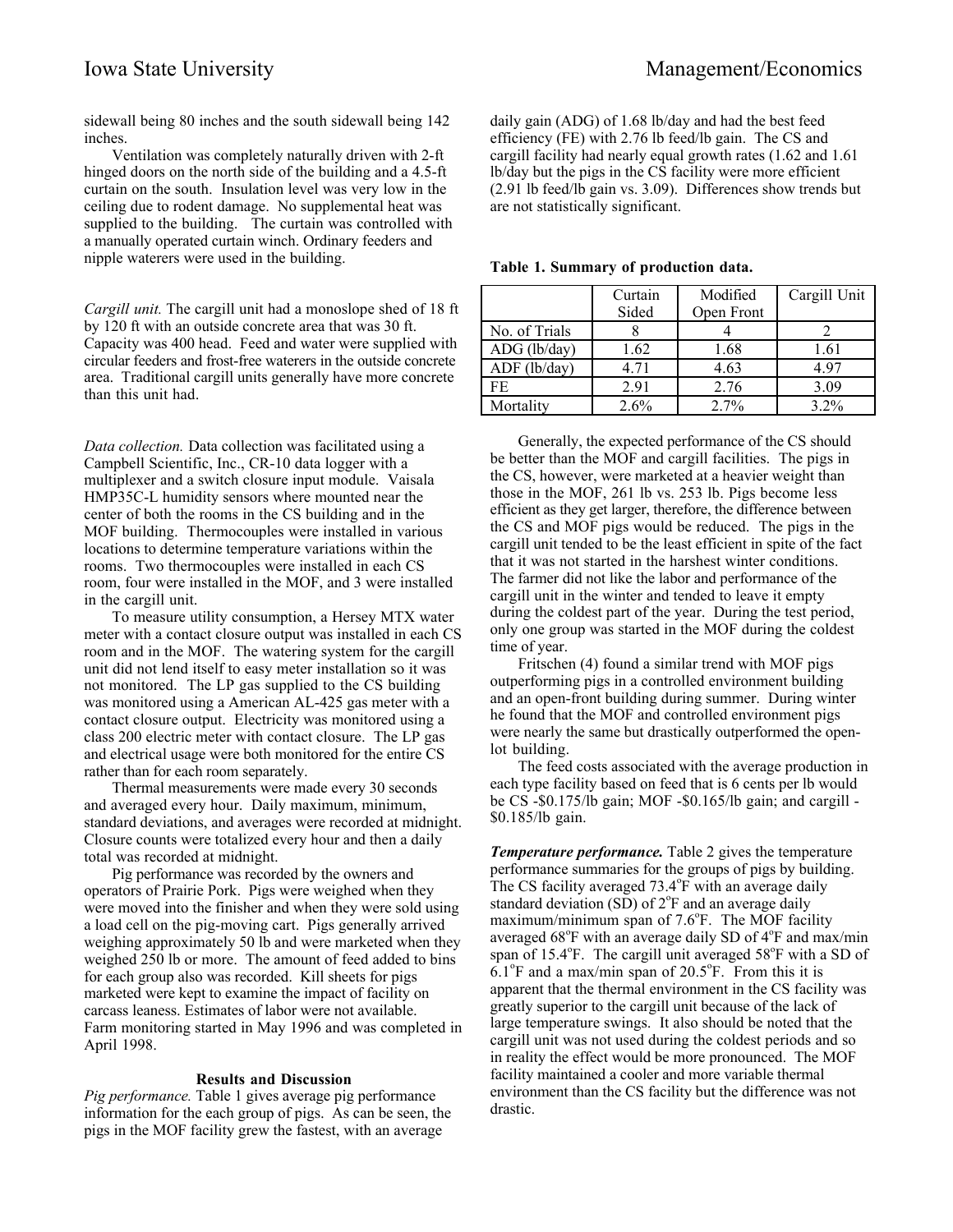sidewall being 80 inches and the south sidewall being 142 inches.

Ventilation was completely naturally driven with 2-ft hinged doors on the north side of the building and a 4.5-ft curtain on the south. Insulation level was very low in the ceiling due to rodent damage. No supplemental heat was supplied to the building. The curtain was controlled with a manually operated curtain winch. Ordinary feeders and nipple waterers were used in the building.

*Cargill unit.* The cargill unit had a monoslope shed of 18 ft by 120 ft with an outside concrete area that was 30 ft. Capacity was 400 head. Feed and water were supplied with circular feeders and frost-free waterers in the outside concrete area. Traditional cargill units generally have more concrete than this unit had.

*Data collection.* Data collection was facilitated using a Campbell Scientific, Inc., CR-10 data logger with a multiplexer and a switch closure input module. Vaisala HMP35C-L humidity sensors where mounted near the center of both the rooms in the CS building and in the MOF building. Thermocouples were installed in various locations to determine temperature variations within the rooms. Two thermocouples were installed in each CS room, four were installed in the MOF, and 3 were installed in the cargill unit.

To measure utility consumption, a Hersey MTX water meter with a contact closure output was installed in each CS room and in the MOF. The watering system for the cargill unit did not lend itself to easy meter installation so it was not monitored. The LP gas supplied to the CS building was monitored using a American AL-425 gas meter with a contact closure output. Electricity was monitored using a class 200 electric meter with contact closure. The LP gas and electrical usage were both monitored for the entire CS rather than for each room separately.

Thermal measurements were made every 30 seconds and averaged every hour. Daily maximum, minimum, standard deviations, and averages were recorded at midnight. Closure counts were totalized every hour and then a daily total was recorded at midnight.

Pig performance was recorded by the owners and operators of Prairie Pork. Pigs were weighed when they were moved into the finisher and when they were sold using a load cell on the pig-moving cart. Pigs generally arrived weighing approximately 50 lb and were marketed when they weighed 250 lb or more. The amount of feed added to bins for each group also was recorded. Kill sheets for pigs marketed were kept to examine the impact of facility on carcass leaness. Estimates of labor were not available. Farm monitoring started in May 1996 and was completed in April 1998.

## Results and Discussion

*Pig performance.* Table 1 gives average pig performance information for the each group of pigs. As can be seen, the pigs in the MOF facility grew the fastest, with an average daily gain (ADG) of 1.68 lb/day and had the best feed efficiency (FE) with 2.76 lb feed/lb gain. The CS and cargill facility had nearly equal growth rates (1.62 and 1.61 lb/day but the pigs in the CS facility were more efficient (2.91 lb feed/lb gain vs. 3.09). Differences show trends but are not statistically significant.

**Table 1. Summary of production data.**

| | Curtain Sided | Modified Open Front | Cargill Unit |
|---|---|---|---|
| No. of Trials | 8 | 4 | 2 |
| ADG (lb/day) | 1.62 | 1.68 | 1.61 |
| ADF (lb/day) | 4.71 | 4.63 | 4.97 |
| FE | 2.91 | 2.76 | 3.09 |
| Mortality | 2.6% | 2.7% | 3.2% |

Generally, the expected performance of the CS should be better than the MOF and cargill facilities. The pigs in the CS, however, were marketed at a heavier weight than those in the MOF, 261 lb vs. 253 lb. Pigs become less efficient as they get larger, therefore, the difference between the CS and MOF pigs would be reduced. The pigs in the cargill unit tended to be the least efficient in spite of the fact that it was not started in the harshest winter conditions. The farmer did not like the labor and performance of the cargill unit in the winter and tended to leave it empty during the coldest part of the year. During the test period, only one group was started in the MOF during the coldest time of year.

Fritschen (4) found a similar trend with MOF pigs outperforming pigs in a controlled environment building and an open-front building during summer. During winter he found that the MOF and controlled environment pigs were nearly the same but drastically outperformed the open-lot building.

The feed costs associated with the average production in each type facility based on feed that is 6 cents per lb would be CS -\$0.175/lb gain; MOF -\$0.165/lb gain; and cargill -\$0.185/lb gain.

***Temperature performance.*** Table 2 gives the temperature performance summaries for the groups of pigs by building. The CS facility averaged 73.4°F with an average daily standard deviation (SD) of 2°F and an average daily maximum/minimum span of 7.6°F. The MOF facility averaged 68°F with an average daily SD of 4°F and max/min span of 15.4°F. The cargill unit averaged 58°F with a SD of 6.1°F and a max/min span of 20.5°F. From this it is apparent that the thermal environment in the CS facility was greatly superior to the cargill unit because of the lack of large temperature swings. It also should be noted that the cargill unit was not used during the coldest periods and so in reality the effect would be more pronounced. The MOF facility maintained a cooler and more variable thermal environment than the CS facility but the difference was not drastic.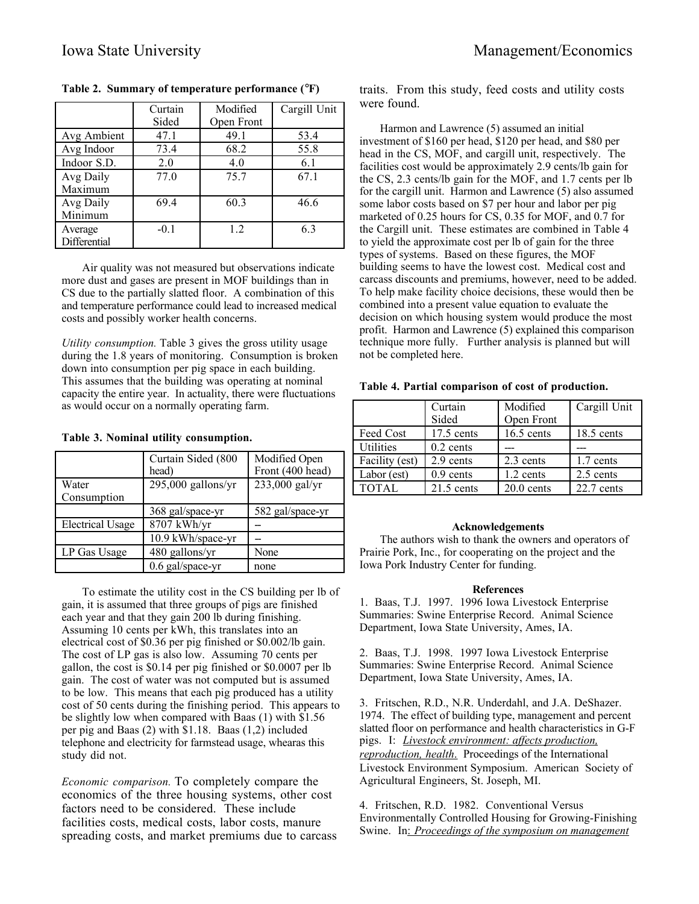**Table 2. Summary of temperature performance (°F)**

| | Curtain Sided | Modified Open Front | Cargill Unit |
|---|---|---|---|
| Avg Ambient | 47.1 | 49.1 | 53.4 |
| Avg Indoor | 73.4 | 68.2 | 55.8 |
| Indoor S.D. | 2.0 | 4.0 | 6.1 |
| Avg Daily Maximum | 77.0 | 75.7 | 67.1 |
| Avg Daily Minimum | 69.4 | 60.3 | 46.6 |
| Average Differential | -0.1 | 1.2 | 6.3 |

Air quality was not measured but observations indicate more dust and gases are present in MOF buildings than in CS due to the partially slatted floor. A combination of this and temperature performance could lead to increased medical costs and possibly worker health concerns.

*Utility consumption.* Table 3 gives the gross utility usage during the 1.8 years of monitoring. Consumption is broken down into consumption per pig space in each building. This assumes that the building was operating at nominal capacity the entire year. In actuality, there were fluctuations as would occur on a normally operating farm.

**Table 3. Nominal utility consumption.**

| | Curtain Sided (800 head) | Modified Open Front (400 head) |
|---|---|---|
| Water Consumption | 295,000 gallons/yr | 233,000 gal/yr |
| | 368 gal/space-yr | 582 gal/space-yr |
| Electrical Usage | 8707 kWh/yr | – |
| | 10.9 kWh/space-yr | – |
| LP Gas Usage | 480 gallons/yr | None |
| | 0.6 gal/space-yr | none |

To estimate the utility cost in the CS building per lb of gain, it is assumed that three groups of pigs are finished each year and that they gain 200 lb during finishing. Assuming 10 cents per kWh, this translates into an electrical cost of $0.36 per pig finished or $0.002/lb gain. The cost of LP gas is also low. Assuming 70 cents per gallon, the cost is $0.14 per pig finished or $0.0007 per lb gain. The cost of water was not computed but is assumed to be low. This means that each pig produced has a utility cost of 50 cents during the finishing period. This appears to be slightly low when compared with Baas (1) with $1.56 per pig and Baas (2) with $1.18. Baas (1,2) included telephone and electricity for farmstead usage, whearas this study did not.

*Economic comparison.* To completely compare the economics of the three housing systems, other cost factors need to be considered. These include facilities costs, medical costs, labor costs, manure spreading costs, and market premiums due to carcass traits. From this study, feed costs and utility costs were found.

Harmon and Lawrence (5) assumed an initial investment of $160 per head, $120 per head, and $80 per head in the CS, MOF, and cargill unit, respectively. The facilities cost would be approximately 2.9 cents/lb gain for the CS, 2.3 cents/lb gain for the MOF, and 1.7 cents per lb for the cargill unit. Harmon and Lawrence (5) also assumed some labor costs based on $7 per hour and labor per pig marketed of 0.25 hours for CS, 0.35 for MOF, and 0.7 for the Cargill unit. These estimates are combined in Table 4 to yield the approximate cost per lb of gain for the three types of systems. Based on these figures, the MOF building seems to have the lowest cost. Medical cost and carcass discounts and premiums, however, need to be added. To help make facility choice decisions, these would then be combined into a present value equation to evaluate the decision on which housing system would produce the most profit. Harmon and Lawrence (5) explained this comparison technique more fully. Further analysis is planned but will not be completed here.

**Table 4. Partial comparison of cost of production.**

| | Curtain Sided | Modified Open Front | Cargill Unit |
|---|---|---|---|
| Feed Cost | 17.5 cents | 16.5 cents | 18.5 cents |
| Utilities | 0.2 cents | --- | --- |
| Facility (est) | 2.9 cents | 2.3 cents | 1.7 cents |
| Labor (est) | 0.9 cents | 1.2 cents | 2.5 cents |
| TOTAL | 21.5 cents | 20.0 cents | 22.7 cents |

### Acknowledgements

The authors wish to thank the owners and operators of Prairie Pork, Inc., for cooperating on the project and the Iowa Pork Industry Center for funding.

### References

1. Baas, T.J. 1997. 1996 Iowa Livestock Enterprise Summaries: Swine Enterprise Record. Animal Science Department, Iowa State University, Ames, IA.

2. Baas, T.J. 1998. 1997 Iowa Livestock Enterprise Summaries: Swine Enterprise Record. Animal Science Department, Iowa State University, Ames, IA.

3. Fritschen, R.D., N.R. Underdahl, and J.A. DeShazer. 1974. The effect of building type, management and percent slatted floor on performance and health characteristics in G-F pigs. I: *Livestock environment: affects production, reproduction, health*. Proceedings of the International Livestock Environment Symposium. American Society of Agricultural Engineers, St. Joseph, MI.

4. Fritschen, R.D. 1982. Conventional Versus Environmentally Controlled Housing for Growing-Finishing Swine. In: *Proceedings of the symposium on management*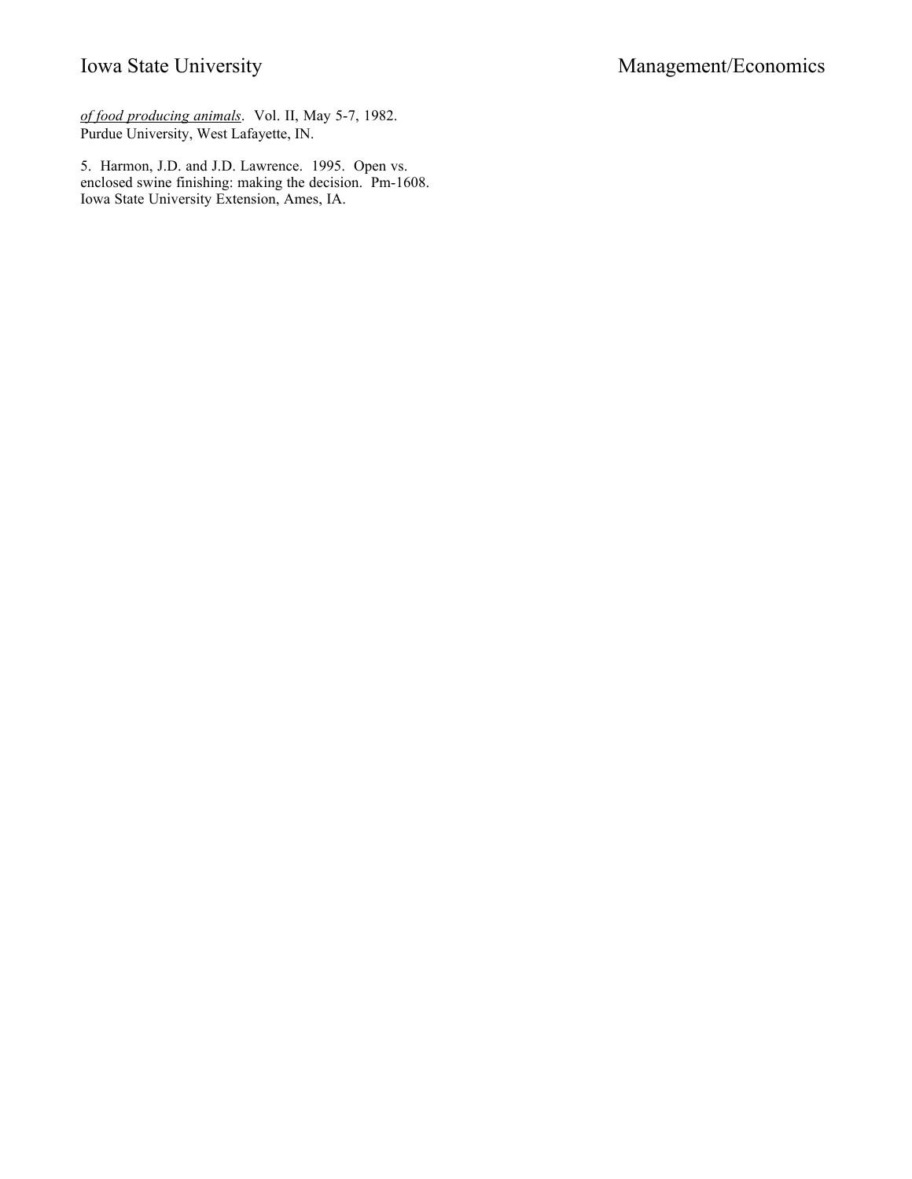_of food producing animals_. Vol. II, May 5-7, 1982. Purdue University, West Lafayette, IN.

5. Harmon, J.D. and J.D. Lawrence. 1995. Open vs. enclosed swine finishing: making the decision. Pm-1608. Iowa State University Extension, Ames, IA.